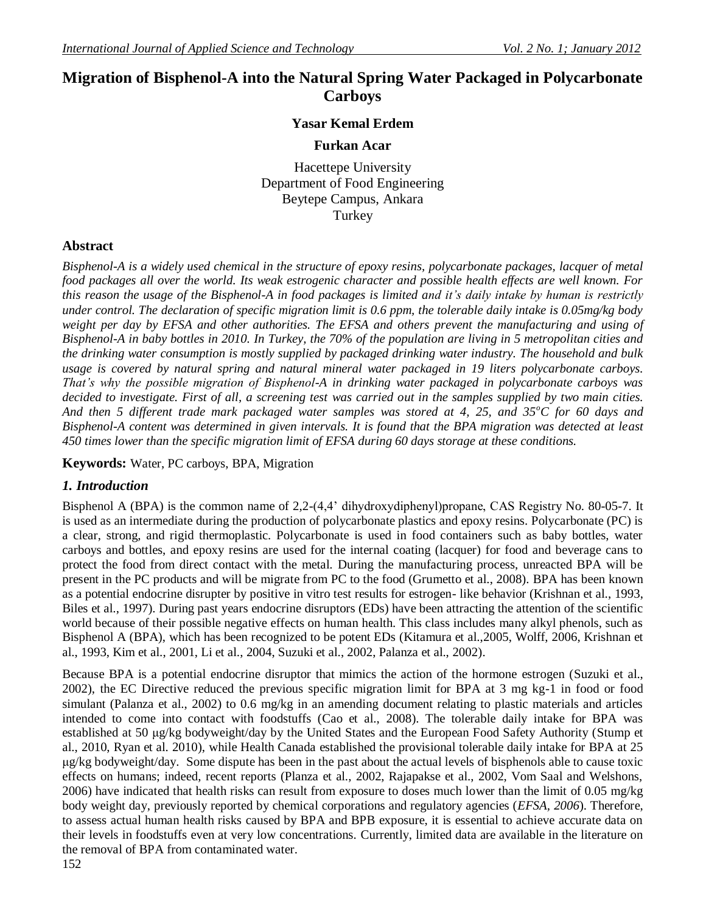# Migration of Bisphenol-A into the Natural Spring Water Packaged in Polycarbonate Carboys

**Yasar Kemal Erdem**

**Furkan Acar**

Hacettepe University
Department of Food Engineering
Beytepe Campus, Ankara
Turkey

## Abstract

*Bisphenol-A is a widely used chemical in the structure of epoxy resins, polycarbonate packages, lacquer of metal food packages all over the world. Its weak estrogenic character and possible health effects are well known. For this reason the usage of the Bisphenol-A in food packages is limited and it's daily intake by human is restrictly under control. The declaration of specific migration limit is 0.6 ppm, the tolerable daily intake is 0.05mg/kg body weight per day by EFSA and other authorities. The EFSA and others prevent the manufacturing and using of Bisphenol-A in baby bottles in 2010. In Turkey, the 70% of the population are living in 5 metropolitan cities and the drinking water consumption is mostly supplied by packaged drinking water industry. The household and bulk usage is covered by natural spring and natural mineral water packaged in 19 liters polycarbonate carboys. That's why the possible migration of Bisphenol-A in drinking water packaged in polycarbonate carboys was decided to investigate. First of all, a screening test was carried out in the samples supplied by two main cities. And then 5 different trade mark packaged water samples was stored at 4, 25, and 35$^{o}$C for 60 days and Bisphenol-A content was determined in given intervals. It is found that the BPA migration was detected at least 450 times lower than the specific migration limit of EFSA during 60 days storage at these conditions.*

**Keywords:** Water, PC carboys, BPA, Migration

## *1. Introduction*

Bisphenol A (BPA) is the common name of 2,2-(4,4' dihydroxydiphenyl)propane, CAS Registry No. 80-05-7. It is used as an intermediate during the production of polycarbonate plastics and epoxy resins. Polycarbonate (PC) is a clear, strong, and rigid thermoplastic. Polycarbonate is used in food containers such as baby bottles, water carboys and bottles, and epoxy resins are used for the internal coating (lacquer) for food and beverage cans to protect the food from direct contact with the metal. During the manufacturing process, unreacted BPA will be present in the PC products and will be migrate from PC to the food (Grumetto et al., 2008). BPA has been known as a potential endocrine disrupter by positive in vitro test results for estrogen- like behavior (Krishnan et al., 1993, Biles et al., 1997). During past years endocrine disruptors (EDs) have been attracting the attention of the scientific world because of their possible negative effects on human health. This class includes many alkyl phenols, such as Bisphenol A (BPA), which has been recognized to be potent EDs (Kitamura et al.,2005, Wolff, 2006, Krishnan et al., 1993, Kim et al., 2001, Li et al., 2004, Suzuki et al., 2002, Palanza et al., 2002).

Because BPA is a potential endocrine disruptor that mimics the action of the hormone estrogen (Suzuki et al., 2002), the EC Directive reduced the previous specific migration limit for BPA at 3 mg kg-1 in food or food simulant (Palanza et al., 2002) to 0.6 mg/kg in an amending document relating to plastic materials and articles intended to come into contact with foodstuffs (Cao et al., 2008). The tolerable daily intake for BPA was established at 50 μg/kg bodyweight/day by the United States and the European Food Safety Authority (Stump et al., 2010, Ryan et al. 2010), while Health Canada established the provisional tolerable daily intake for BPA at 25 μg/kg bodyweight/day. Some dispute has been in the past about the actual levels of bisphenols able to cause toxic effects on humans; indeed, recent reports (Planza et al., 2002, Rajapakse et al., 2002, Vom Saal and Welshons, 2006) have indicated that health risks can result from exposure to doses much lower than the limit of 0.05 mg/kg body weight day, previously reported by chemical corporations and regulatory agencies (*EFSA, 2006*). Therefore, to assess actual human health risks caused by BPA and BPB exposure, it is essential to achieve accurate data on their levels in foodstuffs even at very low concentrations. Currently, limited data are available in the literature on the removal of BPA from contaminated water.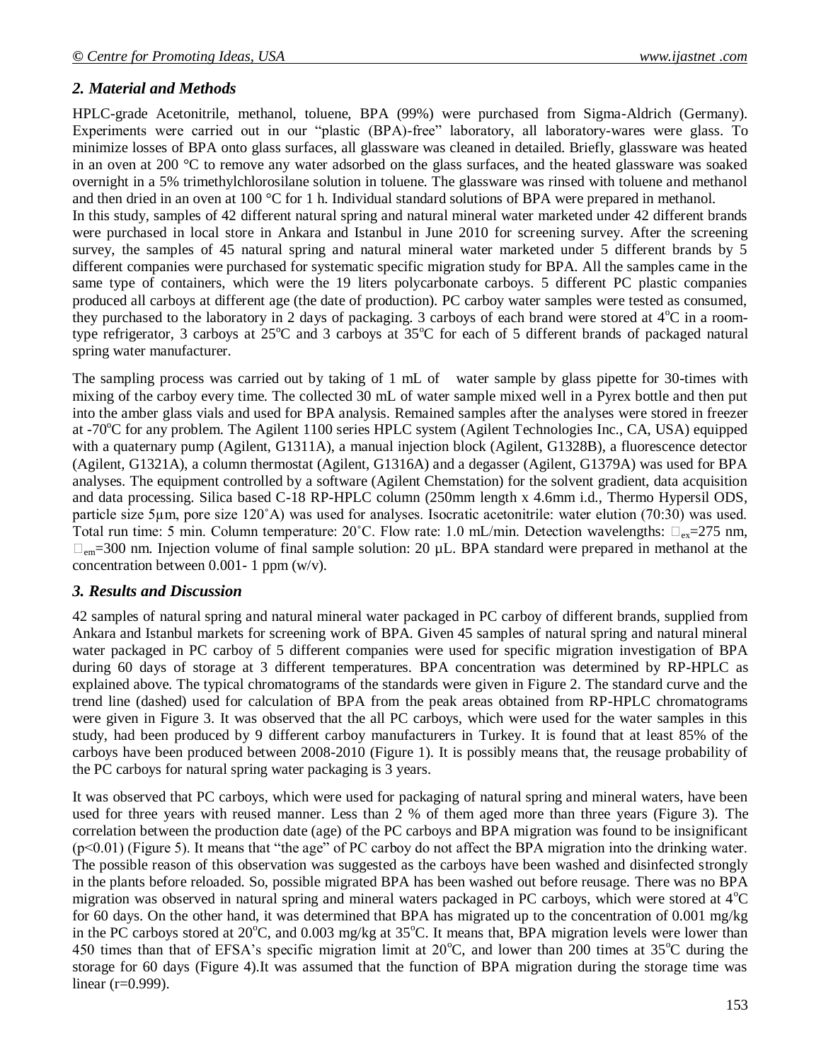## 2. Material and Methods

HPLC-grade Acetonitrile, methanol, toluene, BPA (99%) were purchased from Sigma-Aldrich (Germany). Experiments were carried out in our "plastic (BPA)-free" laboratory, all laboratory-wares were glass. To minimize losses of BPA onto glass surfaces, all glassware was cleaned in detailed. Briefly, glassware was heated in an oven at 200 °C to remove any water adsorbed on the glass surfaces, and the heated glassware was soaked overnight in a 5% trimethylchlorosilane solution in toluene. The glassware was rinsed with toluene and methanol and then dried in an oven at 100 °C for 1 h. Individual standard solutions of BPA were prepared in methanol.

In this study, samples of 42 different natural spring and natural mineral water marketed under 42 different brands were purchased in local store in Ankara and Istanbul in June 2010 for screening survey. After the screening survey, the samples of 45 natural spring and natural mineral water marketed under 5 different brands by 5 different companies were purchased for systematic specific migration study for BPA. All the samples came in the same type of containers, which were the 19 liters polycarbonate carboys. 5 different PC plastic companies produced all carboys at different age (the date of production). PC carboy water samples were tested as consumed, they purchased to the laboratory in 2 days of packaging. 3 carboys of each brand were stored at 4°C in a room-type refrigerator, 3 carboys at 25°C and 3 carboys at 35°C for each of 5 different brands of packaged natural spring water manufacturer.

The sampling process was carried out by taking of 1 mL of water sample by glass pipette for 30-times with mixing of the carboy every time. The collected 30 mL of water sample mixed well in a Pyrex bottle and then put into the amber glass vials and used for BPA analysis. Remained samples after the analyses were stored in freezer at -70°C for any problem. The Agilent 1100 series HPLC system (Agilent Technologies Inc., CA, USA) equipped with a quaternary pump (Agilent, G1311A), a manual injection block (Agilent, G1328B), a fluorescence detector (Agilent, G1321A), a column thermostat (Agilent, G1316A) and a degasser (Agilent, G1379A) was used for BPA analyses. The equipment controlled by a software (Agilent Chemstation) for the solvent gradient, data acquisition and data processing. Silica based C-18 RP-HPLC column (250mm length x 4.6mm i.d., Thermo Hypersil ODS, particle size 5µm, pore size 120˚A) was used for analyses. Isocratic acetonitrile: water elution (70:30) was used. Total run time: 5 min. Column temperature: 20˚C. Flow rate: 1.0 mL/min. Detection wavelengths: $\lambda_{ex}$=275 nm, $\lambda_{em}$=300 nm. Injection volume of final sample solution: 20 µL. BPA standard were prepared in methanol at the concentration between 0.001- 1 ppm (w/v).

## 3. Results and Discussion

42 samples of natural spring and natural mineral water packaged in PC carboy of different brands, supplied from Ankara and Istanbul markets for screening work of BPA. Given 45 samples of natural spring and natural mineral water packaged in PC carboy of 5 different companies were used for specific migration investigation of BPA during 60 days of storage at 3 different temperatures. BPA concentration was determined by RP-HPLC as explained above. The typical chromatograms of the standards were given in Figure 2. The standard curve and the trend line (dashed) used for calculation of BPA from the peak areas obtained from RP-HPLC chromatograms were given in Figure 3. It was observed that the all PC carboys, which were used for the water samples in this study, had been produced by 9 different carboy manufacturers in Turkey. It is found that at least 85% of the carboys have been produced between 2008-2010 (Figure 1). It is possibly means that, the reusage probability of the PC carboys for natural spring water packaging is 3 years.

It was observed that PC carboys, which were used for packaging of natural spring and mineral waters, have been used for three years with reused manner. Less than 2 % of them aged more than three years (Figure 3). The correlation between the production date (age) of the PC carboys and BPA migration was found to be insignificant ($p<0.01$) (Figure 5). It means that "the age" of PC carboy do not affect the BPA migration into the drinking water. The possible reason of this observation was suggested as the carboys have been washed and disinfected strongly in the plants before reloaded. So, possible migrated BPA has been washed out before reusage. There was no BPA migration was observed in natural spring and mineral waters packaged in PC carboys, which were stored at 4°C for 60 days. On the other hand, it was determined that BPA has migrated up to the concentration of 0.001 mg/kg in the PC carboys stored at 20°C, and 0.003 mg/kg at 35°C. It means that, BPA migration levels were lower than 450 times than that of EFSA's specific migration limit at 20°C, and lower than 200 times at 35°C during the storage for 60 days (Figure 4).It was assumed that the function of BPA migration during the storage time was linear ($r=0.999$).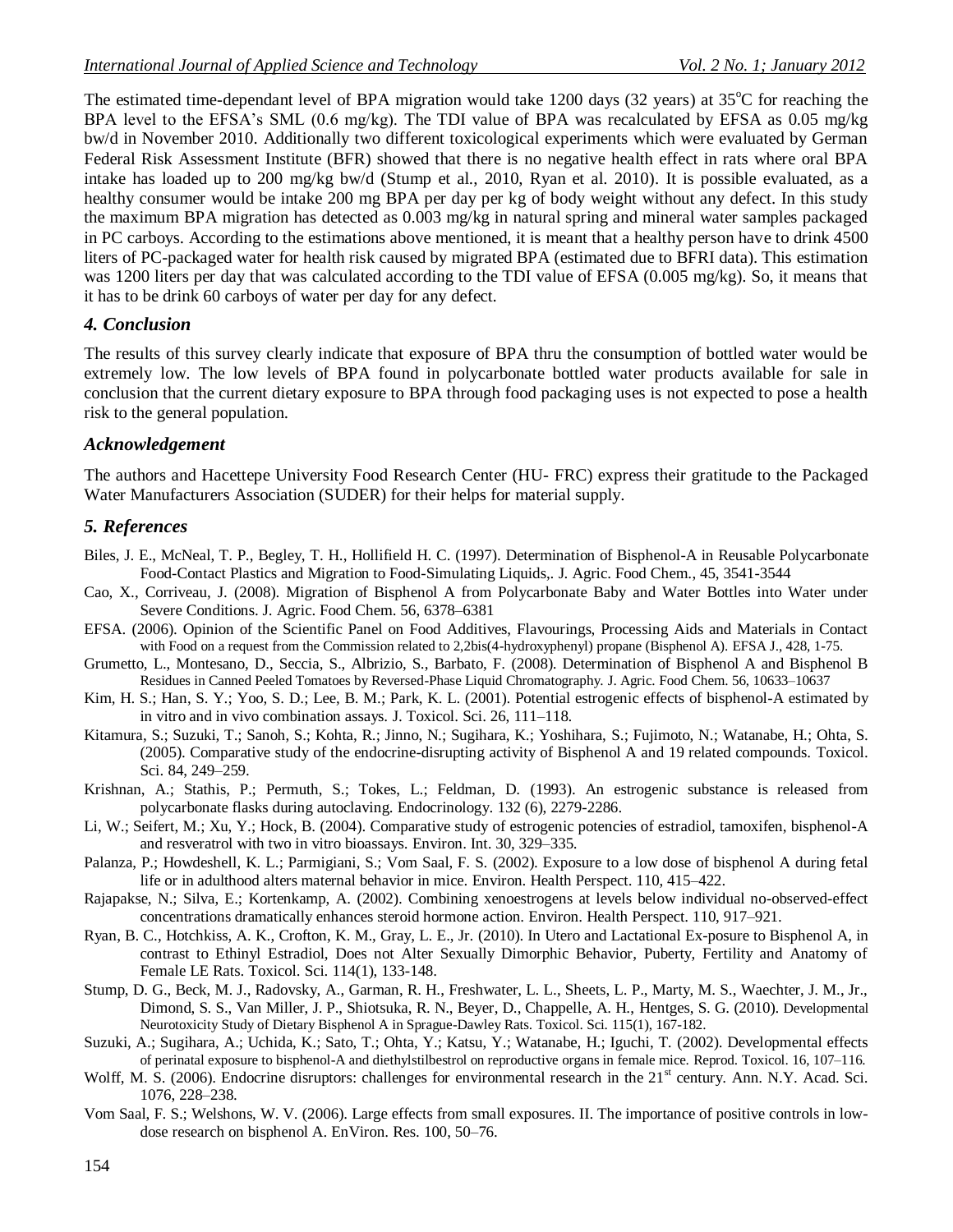The estimated time-dependant level of BPA migration would take 1200 days (32 years) at 35°C for reaching the BPA level to the EFSA's SML (0.6 mg/kg). The TDI value of BPA was recalculated by EFSA as 0.05 mg/kg bw/d in November 2010. Additionally two different toxicological experiments which were evaluated by German Federal Risk Assessment Institute (BFR) showed that there is no negative health effect in rats where oral BPA intake has loaded up to 200 mg/kg bw/d (Stump et al., 2010, Ryan et al. 2010). It is possible evaluated, as a healthy consumer would be intake 200 mg BPA per day per kg of body weight without any defect. In this study the maximum BPA migration has detected as 0.003 mg/kg in natural spring and mineral water samples packaged in PC carboys. According to the estimations above mentioned, it is meant that a healthy person have to drink 4500 liters of PC-packaged water for health risk caused by migrated BPA (estimated due to BFRI data). This estimation was 1200 liters per day that was calculated according to the TDI value of EFSA (0.005 mg/kg). So, it means that it has to be drink 60 carboys of water per day for any defect.

## *4. Conclusion*

The results of this survey clearly indicate that exposure of BPA thru the consumption of bottled water would be extremely low. The low levels of BPA found in polycarbonate bottled water products available for sale in conclusion that the current dietary exposure to BPA through food packaging uses is not expected to pose a health risk to the general population.

## *Acknowledgement*

The authors and Hacettepe University Food Research Center (HU- FRC) express their gratitude to the Packaged Water Manufacturers Association (SUDER) for their helps for material supply.

## *5. References*

Biles, J. E., McNeal, T. P., Begley, T. H., Hollifield H. C. (1997). Determination of Bisphenol-A in Reusable Polycarbonate Food-Contact Plastics and Migration to Food-Simulating Liquids,. J. Agric. Food Chem., 45, 3541-3544

Cao, X., Corriveau, J. (2008). Migration of Bisphenol A from Polycarbonate Baby and Water Bottles into Water under Severe Conditions. J. Agric. Food Chem. 56, 6378–6381

EFSA. (2006). Opinion of the Scientific Panel on Food Additives, Flavourings, Processing Aids and Materials in Contact with Food on a request from the Commission related to 2,2bis(4-hydroxyphenyl) propane (Bisphenol A). EFSA J., 428, 1-75.

Grumetto, L., Montesano, D., Seccia, S., Albrizio, S., Barbato, F. (2008). Determination of Bisphenol A and Bisphenol B Residues in Canned Peeled Tomatoes by Reversed-Phase Liquid Chromatography. J. Agric. Food Chem. 56, 10633–10637

Kim, H. S.; Han, S. Y.; Yoo, S. D.; Lee, B. M.; Park, K. L. (2001). Potential estrogenic effects of bisphenol-A estimated by in vitro and in vivo combination assays. J. Toxicol. Sci. 26, 111–118.

Kitamura, S.; Suzuki, T.; Sanoh, S.; Kohta, R.; Jinno, N.; Sugihara, K.; Yoshihara, S.; Fujimoto, N.; Watanabe, H.; Ohta, S. (2005). Comparative study of the endocrine-disrupting activity of Bisphenol A and 19 related compounds. Toxicol. Sci. 84, 249–259.

Krishnan, A.; Stathis, P.; Permuth, S.; Tokes, L.; Feldman, D. (1993). An estrogenic substance is released from polycarbonate flasks during autoclaving. Endocrinology. 132 (6), 2279-2286.

Li, W.; Seifert, M.; Xu, Y.; Hock, B. (2004). Comparative study of estrogenic potencies of estradiol, tamoxifen, bisphenol-A and resveratrol with two in vitro bioassays. Environ. Int. 30, 329–335.

Palanza, P.; Howdeshell, K. L.; Parmigiani, S.; Vom Saal, F. S. (2002). Exposure to a low dose of bisphenol A during fetal life or in adulthood alters maternal behavior in mice. Environ. Health Perspect. 110, 415–422.

Rajapakse, N.; Silva, E.; Kortenkamp, A. (2002). Combining xenoestrogens at levels below individual no-observed-effect concentrations dramatically enhances steroid hormone action. Environ. Health Perspect. 110, 917–921.

Ryan, B. C., Hotchkiss, A. K., Crofton, K. M., Gray, L. E., Jr. (2010). In Utero and Lactational Ex-posure to Bisphenol A, in contrast to Ethinyl Estradiol, Does not Alter Sexually Dimorphic Behavior, Puberty, Fertility and Anatomy of Female LE Rats. Toxicol. Sci. 114(1), 133-148.

Stump, D. G., Beck, M. J., Radovsky, A., Garman, R. H., Freshwater, L. L., Sheets, L. P., Marty, M. S., Waechter, J. M., Jr., Dimond, S. S., Van Miller, J. P., Shiotsuka, R. N., Beyer, D., Chappelle, A. H., Hentges, S. G. (2010). Developmental Neurotoxicity Study of Dietary Bisphenol A in Sprague-Dawley Rats. Toxicol. Sci. 115(1), 167-182.

Suzuki, A.; Sugihara, A.; Uchida, K.; Sato, T.; Ohta, Y.; Katsu, Y.; Watanabe, H.; Iguchi, T. (2002). Developmental effects of perinatal exposure to bisphenol-A and diethylstilbestrol on reproductive organs in female mice. Reprod. Toxicol. 16, 107–116.

Wolff, M. S. (2006). Endocrine disruptors: challenges for environmental research in the 21st century. Ann. N.Y. Acad. Sci. 1076, 228–238.

Vom Saal, F. S.; Welshons, W. V. (2006). Large effects from small exposures. II. The importance of positive controls in low-dose research on bisphenol A. EnViron. Res. 100, 50–76.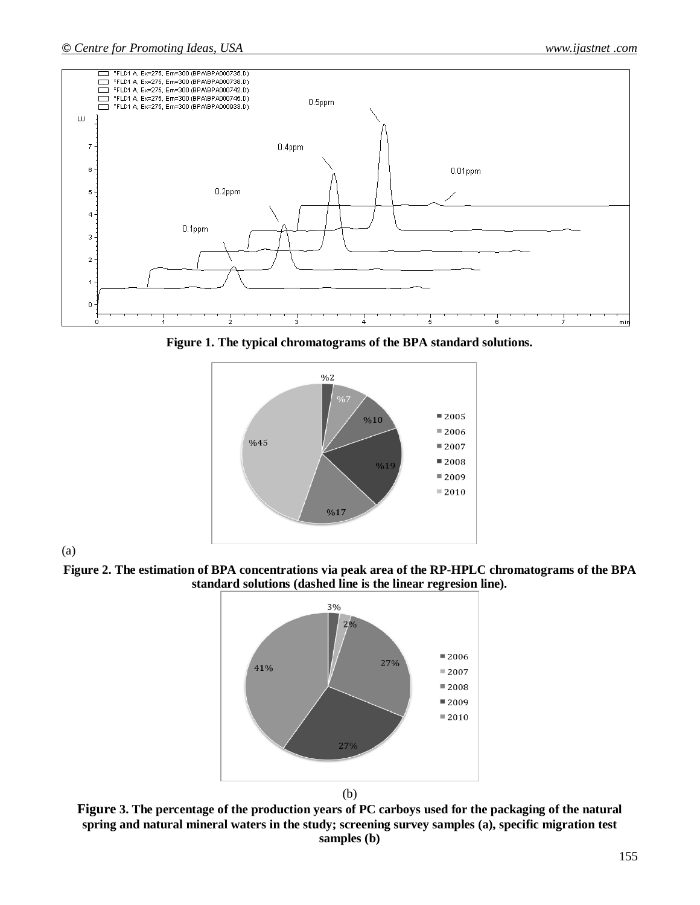Figure 1. The typical chromatograms of the BPA standard solutions.

(a)

**Figure 2. The estimation of BPA concentrations via peak area of the RP-HPLC chromatograms of the BPA standard solutions (dashed line is the linear regresion line).**

(b)

**Figure 3. The percentage of the production years of PC carboys used for the packaging of the natural spring and natural mineral waters in the study; screening survey samples (a), specific migration test samples (b)**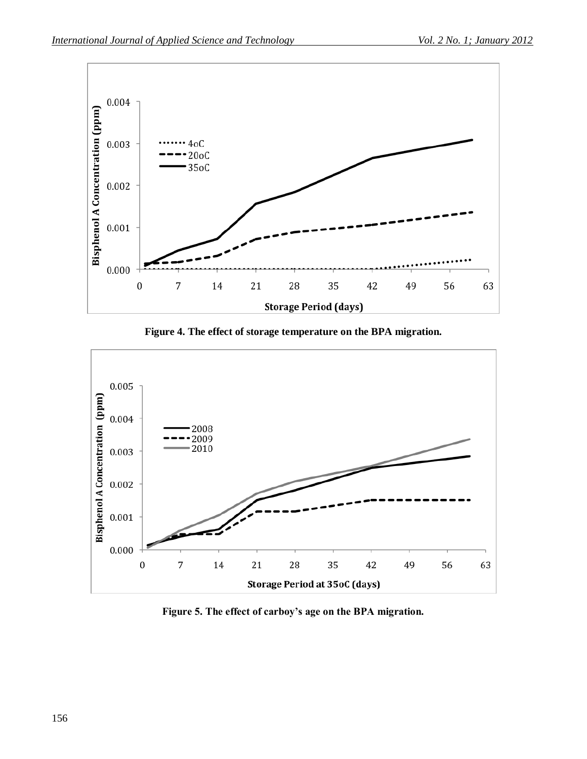0.004

0.003

0.002

0.001

0.000

Bisphenol A Concentration (ppm)

4oC

20oC

35oC

0 7 14 21 28 35 42 49 56 63

Storage Period (days)

**Figure 4. The effect of storage temperature on the BPA migration.**

0.005

0.004

0.003

0.002

0.001

0.000

Bisphenol A Concentration (ppm)

2008

2009

2010

0 7 14 21 28 35 42 49 56 63

Storage Period at 35oC (days)

**Figure 5. The effect of carboy's age on the BPA migration.**